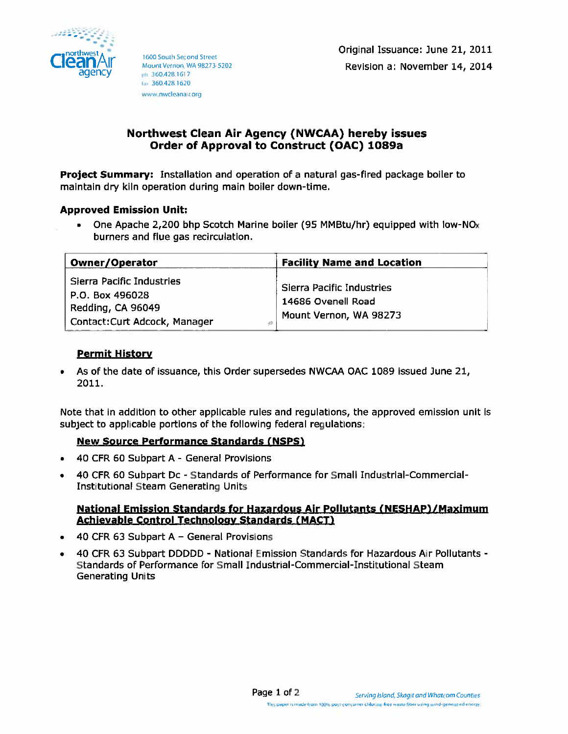Northwest Clean Air Agency
1600 South Second Street
Mount Vernon, WA 98273-5202
ph 360.428.1617
fax 360.428.1620
www.nwcleanair.org

Original Issuance: June 21, 2011
Revision a: November 14, 2014

# Northwest Clean Air Agency (NWCAA) hereby issues Order of Approval to Construct (OAC) 1089a

**Project Summary:** Installation and operation of a natural gas-fired package boiler to maintain dry kiln operation during main boiler down-time.

**Approved Emission Unit:**

- One Apache 2,200 bhp Scotch Marine boiler (95 MMBtu/hr) equipped with low-$NO_x$ burners and flue gas recirculation.

| Owner/Operator | Facility Name and Location |
|---|---|
| Sierra Pacific Industries<br>P.O. Box 496028<br>Redding, CA 96049<br>Contact:Curt Adcock, Manager | Sierra Pacific Industries<br>14686 Ovenell Road<br>Mount Vernon, WA 98273 |

**Permit History**

- As of the date of issuance, this Order supersedes NWCAA OAC 1089 issued June 21, 2011.

Note that in addition to other applicable rules and regulations, the approved emission unit is subject to applicable portions of the following federal regulations:

**New Source Performance Standards (NSPS)**

- 40 CFR 60 Subpart A - General Provisions
- 40 CFR 60 Subpart Dc - Standards of Performance for Small Industrial-Commercial-Institutional Steam Generating Units

**National Emission Standards for Hazardous Air Pollutants (NESHAP)/Maximum Achievable Control Technology Standards (MACT)**

- 40 CFR 63 Subpart A – General Provisions
- 40 CFR 63 Subpart DDDDD - National Emission Standards for Hazardous Air Pollutants - Standards of Performance for Small Industrial-Commercial-Institutional Steam Generating Units

*Serving Island, Skagit and Whatcom Counties*

This paper is made from 100% post-consumer chlorine free waste fiber using wind-generated energy.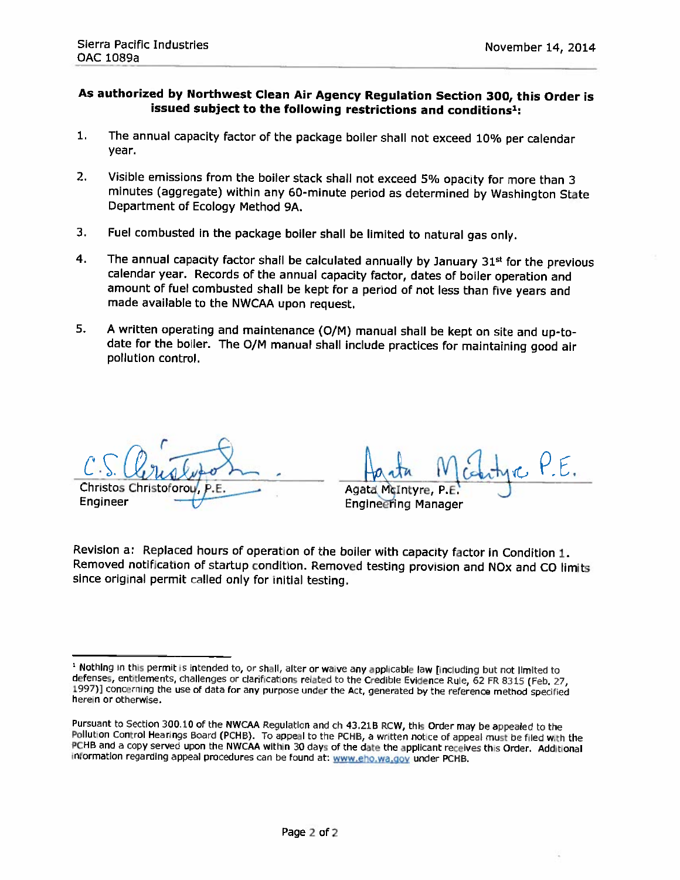**As authorized by Northwest Clean Air Agency Regulation Section 300, this Order is issued subject to the following restrictions and conditions[1]:**

1. The annual capacity factor of the package boiler shall not exceed 10% per calendar year.

2. Visible emissions from the boiler stack shall not exceed 5% opacity for more than 3 minutes (aggregate) within any 60-minute period as determined by Washington State Department of Ecology Method 9A.

3. Fuel combusted in the package boiler shall be limited to natural gas only.

4. The annual capacity factor shall be calculated annually by January 31st for the previous calendar year. Records of the annual capacity factor, dates of boiler operation and amount of fuel combusted shall be kept for a period of not less than five years and made available to the NWCAA upon request.

5. A written operating and maintenance (O/M) manual shall be kept on site and up-to-date for the boiler. The O/M manual shall include practices for maintaining good air pollution control.

Christos Christoforou, P.E.
Engineer

Agata McIntyre, P.E.
Engineering Manager

Revision a: Replaced hours of operation of the boiler with capacity factor in Condition 1. Removed notification of startup condition. Removed testing provision and NOx and CO limits since original permit called only for initial testing.

---

[1] Nothing in this permit is intended to, or shall, alter or waive any applicable law [including but not limited to defenses, entitlements, challenges or clarifications related to the Credible Evidence Rule, 62 FR 8315 (Feb. 27, 1997)] concerning the use of data for any purpose under the Act, generated by the reference method specified herein or otherwise.

Pursuant to Section 300.10 of the NWCAA Regulation and ch 43.21B RCW, this Order may be appealed to the Pollution Control Hearings Board (PCHB). To appeal to the PCHB, a written notice of appeal must be filed with the PCHB and a copy served upon the NWCAA within 30 days of the date the applicant receives this Order. Additional information regarding appeal procedures can be found at: www.eho.wa.gov under PCHB.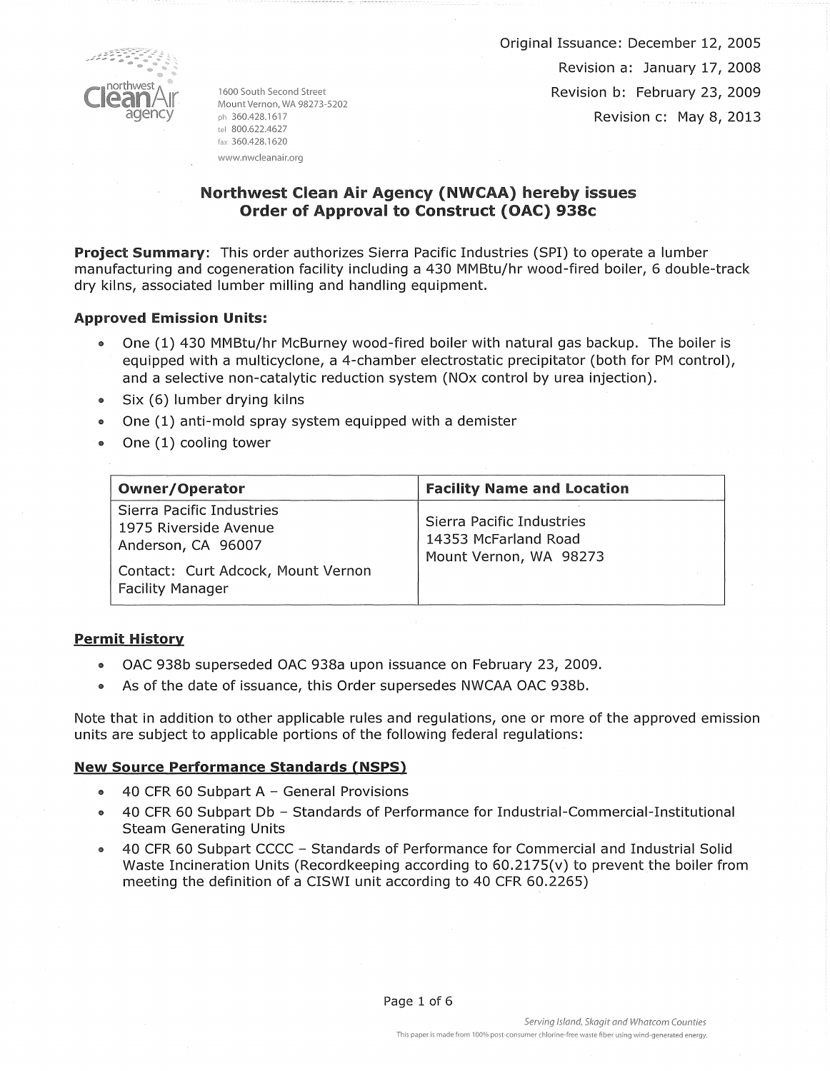Original Issuance: December 12, 2005

Revision a: January 17, 2008

Revision b: February 23, 2009

Revision c: May 8, 2013

northwest Clean Air agency

1600 South Second Street
Mount Vernon, WA 98273-5202
ph 360.428.1617
tel 800.622.4627
fax 360.428.1620
www.nwcleanair.org

## Northwest Clean Air Agency (NWCAA) hereby issues Order of Approval to Construct (OAC) 938c

**Project Summary**: This order authorizes Sierra Pacific Industries (SPI) to operate a lumber manufacturing and cogeneration facility including a 430 MMBtu/hr wood-fired boiler, 6 double-track dry kilns, associated lumber milling and handling equipment.

### Approved Emission Units:

- One (1) 430 MMBtu/hr McBurney wood-fired boiler with natural gas backup. The boiler is equipped with a multicyclone, a 4-chamber electrostatic precipitator (both for PM control), and a selective non-catalytic reduction system (NOx control by urea injection).
- Six (6) lumber drying kilns
- One (1) anti-mold spray system equipped with a demister
- One (1) cooling tower

| Owner/Operator | Facility Name and Location |
|---|---|
| Sierra Pacific Industries<br>1975 Riverside Avenue<br>Anderson, CA 96007<br>Contact: Curt Adcock, Mount Vernon Facility Manager | Sierra Pacific Industries<br>14353 McFarland Road<br>Mount Vernon, WA 98273 |

### Permit History

- OAC 938b superseded OAC 938a upon issuance on February 23, 2009.
- As of the date of issuance, this Order supersedes NWCAA OAC 938b.

Note that in addition to other applicable rules and regulations, one or more of the approved emission units are subject to applicable portions of the following federal regulations:

### New Source Performance Standards (NSPS)

- 40 CFR 60 Subpart A – General Provisions
- 40 CFR 60 Subpart Db – Standards of Performance for Industrial-Commercial-Institutional Steam Generating Units
- 40 CFR 60 Subpart CCCC – Standards of Performance for Commercial and Industrial Solid Waste Incineration Units (Recordkeeping according to 60.2175(v) to prevent the boiler from meeting the definition of a CISWI unit according to 40 CFR 60.2265)

*Serving Island, Skagit and Whatcom Counties*

This paper is made from 100% post-consumer chlorine-free waste fiber using wind-generated energy.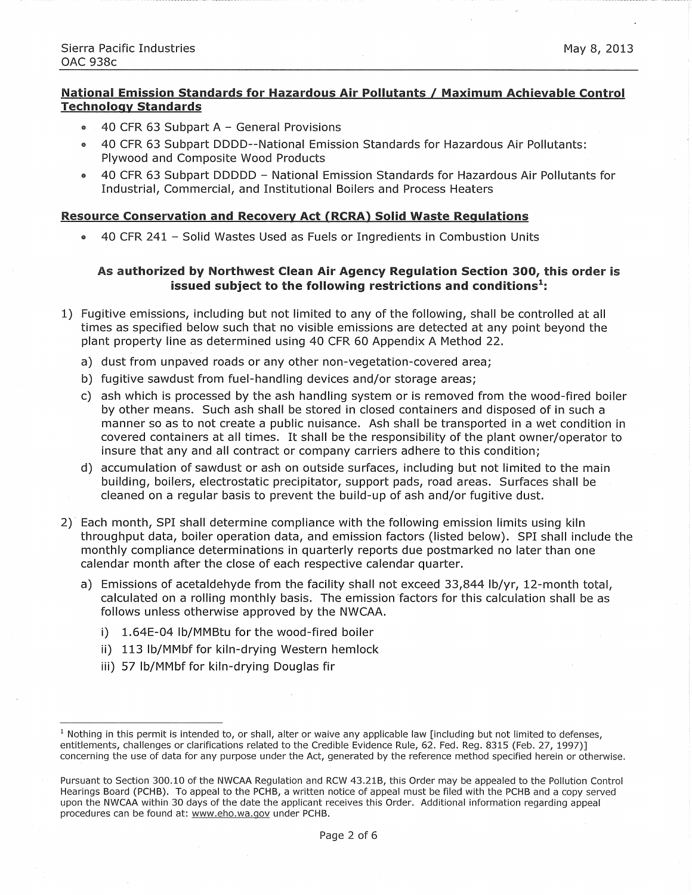**National Emission Standards for Hazardous Air Pollutants / Maximum Achievable Control Technology Standards**

- 40 CFR 63 Subpart A – General Provisions
- 40 CFR 63 Subpart DDDD--National Emission Standards for Hazardous Air Pollutants: Plywood and Composite Wood Products
- 40 CFR 63 Subpart DDDDD – National Emission Standards for Hazardous Air Pollutants for Industrial, Commercial, and Institutional Boilers and Process Heaters

**Resource Conservation and Recovery Act (RCRA) Solid Waste Regulations**

- 40 CFR 241 – Solid Wastes Used as Fuels or Ingredients in Combustion Units

**As authorized by Northwest Clean Air Agency Regulation Section 300, this order is issued subject to the following restrictions and conditions[1]:**

1) Fugitive emissions, including but not limited to any of the following, shall be controlled at all times as specified below such that no visible emissions are detected at any point beyond the plant property line as determined using 40 CFR 60 Appendix A Method 22.
   a) dust from unpaved roads or any other non-vegetation-covered area;
   b) fugitive sawdust from fuel-handling devices and/or storage areas;
   c) ash which is processed by the ash handling system or is removed from the wood-fired boiler by other means. Such ash shall be stored in closed containers and disposed of in such a manner so as to not create a public nuisance. Ash shall be transported in a wet condition in covered containers at all times. It shall be the responsibility of the plant owner/operator to insure that any and all contract or company carriers adhere to this condition;
   d) accumulation of sawdust or ash on outside surfaces, including but not limited to the main building, boilers, electrostatic precipitator, support pads, road areas. Surfaces shall be cleaned on a regular basis to prevent the build-up of ash and/or fugitive dust.

2) Each month, SPI shall determine compliance with the following emission limits using kiln throughput data, boiler operation data, and emission factors (listed below). SPI shall include the monthly compliance determinations in quarterly reports due postmarked no later than one calendar month after the close of each respective calendar quarter.
   a) Emissions of acetaldehyde from the facility shall not exceed 33,844 lb/yr, 12-month total, calculated on a rolling monthly basis. The emission factors for this calculation shall be as follows unless otherwise approved by the NWCAA.
      i) 1.64E-04 lb/MMBtu for the wood-fired boiler
      ii) 113 lb/MMbf for kiln-drying Western hemlock
      iii) 57 lb/MMbf for kiln-drying Douglas fir

---

[1] Nothing in this permit is intended to, or shall, alter or waive any applicable law [including but not limited to defenses, entitlements, challenges or clarifications related to the Credible Evidence Rule, 62. Fed. Reg. 8315 (Feb. 27, 1997)] concerning the use of data for any purpose under the Act, generated by the reference method specified herein or otherwise.

Pursuant to Section 300.10 of the NWCAA Regulation and RCW 43.21B, this Order may be appealed to the Pollution Control Hearings Board (PCHB). To appeal to the PCHB, a written notice of appeal must be filed with the PCHB and a copy served upon the NWCAA within 30 days of the date the applicant receives this Order. Additional information regarding appeal procedures can be found at: www.eho.wa.gov under PCHB.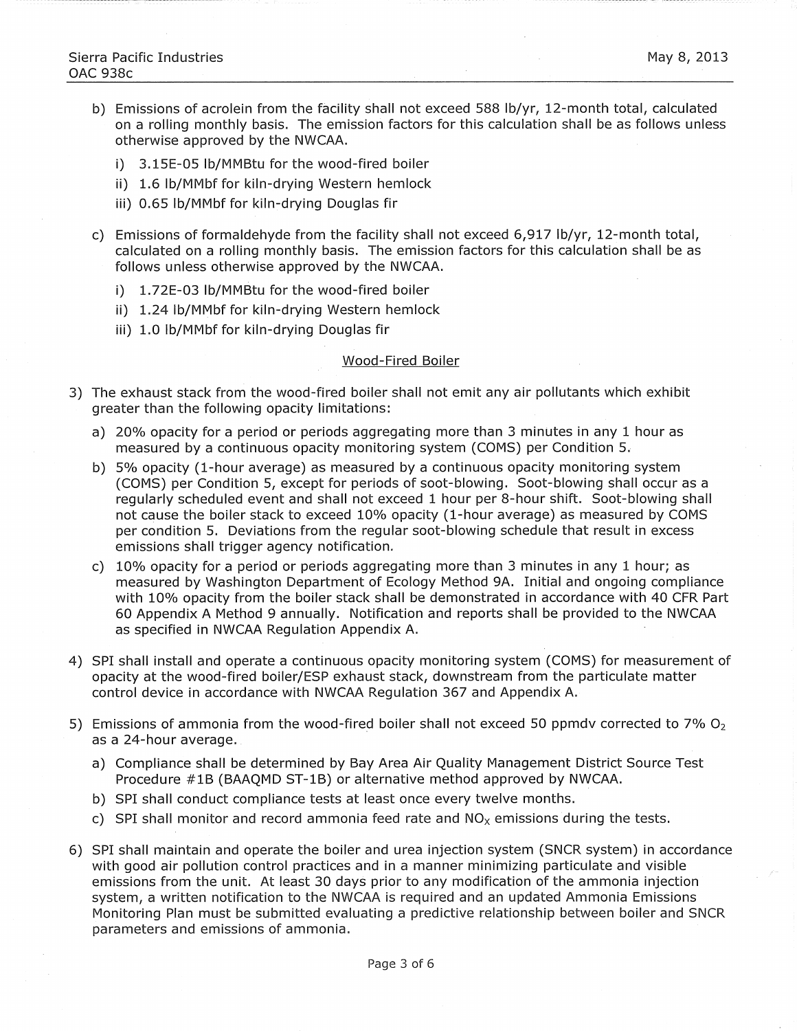b) Emissions of acrolein from the facility shall not exceed 588 lb/yr, 12-month total, calculated on a rolling monthly basis. The emission factors for this calculation shall be as follows unless otherwise approved by the NWCAA.

   i) 3.15E-05 lb/MMBtu for the wood-fired boiler
   ii) 1.6 lb/MMbf for kiln-drying Western hemlock
   iii) 0.65 lb/MMbf for kiln-drying Douglas fir

c) Emissions of formaldehyde from the facility shall not exceed 6,917 lb/yr, 12-month total, calculated on a rolling monthly basis. The emission factors for this calculation shall be as follows unless otherwise approved by the NWCAA.

   i) 1.72E-03 lb/MMBtu for the wood-fired boiler
   ii) 1.24 lb/MMbf for kiln-drying Western hemlock
   iii) 1.0 lb/MMbf for kiln-drying Douglas fir

<u>Wood-Fired Boiler</u>

3) The exhaust stack from the wood-fired boiler shall not emit any air pollutants which exhibit greater than the following opacity limitations:

   a) 20% opacity for a period or periods aggregating more than 3 minutes in any 1 hour as measured by a continuous opacity monitoring system (COMS) per Condition 5.
   b) 5% opacity (1-hour average) as measured by a continuous opacity monitoring system (COMS) per Condition 5, except for periods of soot-blowing. Soot-blowing shall occur as a regularly scheduled event and shall not exceed 1 hour per 8-hour shift. Soot-blowing shall not cause the boiler stack to exceed 10% opacity (1-hour average) as measured by COMS per condition 5. Deviations from the regular soot-blowing schedule that result in excess emissions shall trigger agency notification.
   c) 10% opacity for a period or periods aggregating more than 3 minutes in any 1 hour; as measured by Washington Department of Ecology Method 9A. Initial and ongoing compliance with 10% opacity from the boiler stack shall be demonstrated in accordance with 40 CFR Part 60 Appendix A Method 9 annually. Notification and reports shall be provided to the NWCAA as specified in NWCAA Regulation Appendix A.

4) SPI shall install and operate a continuous opacity monitoring system (COMS) for measurement of opacity at the wood-fired boiler/ESP exhaust stack, downstream from the particulate matter control device in accordance with NWCAA Regulation 367 and Appendix A.

5) Emissions of ammonia from the wood-fired boiler shall not exceed 50 ppmdv corrected to 7% $O_2$ as a 24-hour average.

   a) Compliance shall be determined by Bay Area Air Quality Management District Source Test Procedure #1B (BAAQMD ST-1B) or alternative method approved by NWCAA.
   b) SPI shall conduct compliance tests at least once every twelve months.
   c) SPI shall monitor and record ammonia feed rate and $NO_X$ emissions during the tests.

6) SPI shall maintain and operate the boiler and urea injection system (SNCR system) in accordance with good air pollution control practices and in a manner minimizing particulate and visible emissions from the unit. At least 30 days prior to any modification of the ammonia injection system, a written notification to the NWCAA is required and an updated Ammonia Emissions Monitoring Plan must be submitted evaluating a predictive relationship between boiler and SNCR parameters and emissions of ammonia.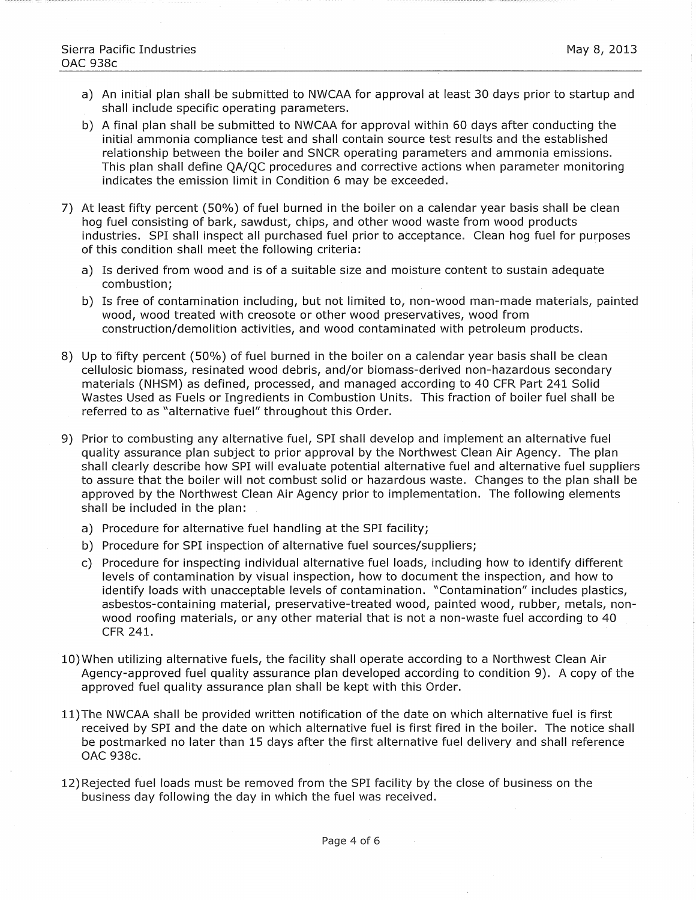a) An initial plan shall be submitted to NWCAA for approval at least 30 days prior to startup and shall include specific operating parameters.

b) A final plan shall be submitted to NWCAA for approval within 60 days after conducting the initial ammonia compliance test and shall contain source test results and the established relationship between the boiler and SNCR operating parameters and ammonia emissions. This plan shall define QA/QC procedures and corrective actions when parameter monitoring indicates the emission limit in Condition 6 may be exceeded.

7) At least fifty percent (50%) of fuel burned in the boiler on a calendar year basis shall be clean hog fuel consisting of bark, sawdust, chips, and other wood waste from wood products industries. SPI shall inspect all purchased fuel prior to acceptance. Clean hog fuel for purposes of this condition shall meet the following criteria:

   a) Is derived from wood and is of a suitable size and moisture content to sustain adequate combustion;

   b) Is free of contamination including, but not limited to, non-wood man-made materials, painted wood, wood treated with creosote or other wood preservatives, wood from construction/demolition activities, and wood contaminated with petroleum products.

8) Up to fifty percent (50%) of fuel burned in the boiler on a calendar year basis shall be clean cellulosic biomass, resinated wood debris, and/or biomass-derived non-hazardous secondary materials (NHSM) as defined, processed, and managed according to 40 CFR Part 241 Solid Wastes Used as Fuels or Ingredients in Combustion Units. This fraction of boiler fuel shall be referred to as "alternative fuel" throughout this Order.

9) Prior to combusting any alternative fuel, SPI shall develop and implement an alternative fuel quality assurance plan subject to prior approval by the Northwest Clean Air Agency. The plan shall clearly describe how SPI will evaluate potential alternative fuel and alternative fuel suppliers to assure that the boiler will not combust solid or hazardous waste. Changes to the plan shall be approved by the Northwest Clean Air Agency prior to implementation. The following elements shall be included in the plan:

   a) Procedure for alternative fuel handling at the SPI facility;

   b) Procedure for SPI inspection of alternative fuel sources/suppliers;

   c) Procedure for inspecting individual alternative fuel loads, including how to identify different levels of contamination by visual inspection, how to document the inspection, and how to identify loads with unacceptable levels of contamination. "Contamination" includes plastics, asbestos-containing material, preservative-treated wood, painted wood, rubber, metals, non-wood roofing materials, or any other material that is not a non-waste fuel according to 40 CFR 241.

10) When utilizing alternative fuels, the facility shall operate according to a Northwest Clean Air Agency-approved fuel quality assurance plan developed according to condition 9). A copy of the approved fuel quality assurance plan shall be kept with this Order.

11) The NWCAA shall be provided written notification of the date on which alternative fuel is first received by SPI and the date on which alternative fuel is first fired in the boiler. The notice shall be postmarked no later than 15 days after the first alternative fuel delivery and shall reference OAC 938c.

12) Rejected fuel loads must be removed from the SPI facility by the close of business on the business day following the day in which the fuel was received.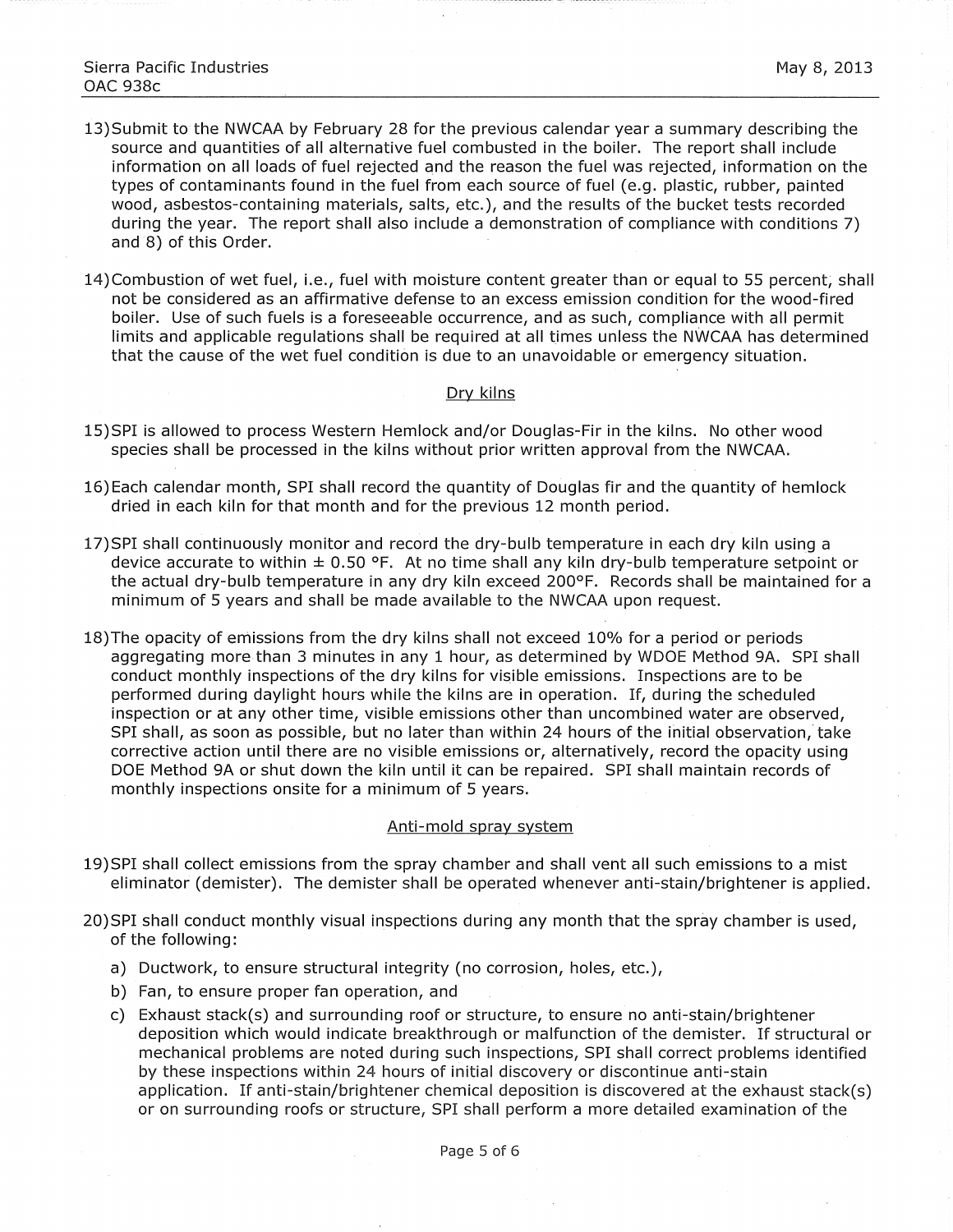13) Submit to the NWCAA by February 28 for the previous calendar year a summary describing the source and quantities of all alternative fuel combusted in the boiler. The report shall include information on all loads of fuel rejected and the reason the fuel was rejected, information on the types of contaminants found in the fuel from each source of fuel (e.g. plastic, rubber, painted wood, asbestos-containing materials, salts, etc.), and the results of the bucket tests recorded during the year. The report shall also include a demonstration of compliance with conditions 7) and 8) of this Order.

14) Combustion of wet fuel, i.e., fuel with moisture content greater than or equal to 55 percent, shall not be considered as an affirmative defense to an excess emission condition for the wood-fired boiler. Use of such fuels is a foreseeable occurrence, and as such, compliance with all permit limits and applicable regulations shall be required at all times unless the NWCAA has determined that the cause of the wet fuel condition is due to an unavoidable or emergency situation.

## Dry kilns

15) SPI is allowed to process Western Hemlock and/or Douglas-Fir in the kilns. No other wood species shall be processed in the kilns without prior written approval from the NWCAA.

16) Each calendar month, SPI shall record the quantity of Douglas fir and the quantity of hemlock dried in each kiln for that month and for the previous 12 month period.

17) SPI shall continuously monitor and record the dry-bulb temperature in each dry kiln using a device accurate to within ± 0.50 °F. At no time shall any kiln dry-bulb temperature setpoint or the actual dry-bulb temperature in any dry kiln exceed 200°F. Records shall be maintained for a minimum of 5 years and shall be made available to the NWCAA upon request.

18) The opacity of emissions from the dry kilns shall not exceed 10% for a period or periods aggregating more than 3 minutes in any 1 hour, as determined by WDOE Method 9A. SPI shall conduct monthly inspections of the dry kilns for visible emissions. Inspections are to be performed during daylight hours while the kilns are in operation. If, during the scheduled inspection or at any other time, visible emissions other than uncombined water are observed, SPI shall, as soon as possible, but no later than within 24 hours of the initial observation, take corrective action until there are no visible emissions or, alternatively, record the opacity using DOE Method 9A or shut down the kiln until it can be repaired. SPI shall maintain records of monthly inspections onsite for a minimum of 5 years.

## Anti-mold spray system

19) SPI shall collect emissions from the spray chamber and shall vent all such emissions to a mist eliminator (demister). The demister shall be operated whenever anti-stain/brightener is applied.

20) SPI shall conduct monthly visual inspections during any month that the spray chamber is used, of the following:

   a) Ductwork, to ensure structural integrity (no corrosion, holes, etc.),
   b) Fan, to ensure proper fan operation, and
   c) Exhaust stack(s) and surrounding roof or structure, to ensure no anti-stain/brightener deposition which would indicate breakthrough or malfunction of the demister. If structural or mechanical problems are noted during such inspections, SPI shall correct problems identified by these inspections within 24 hours of initial discovery or discontinue anti-stain application. If anti-stain/brightener chemical deposition is discovered at the exhaust stack(s) or on surrounding roofs or structure, SPI shall perform a more detailed examination of the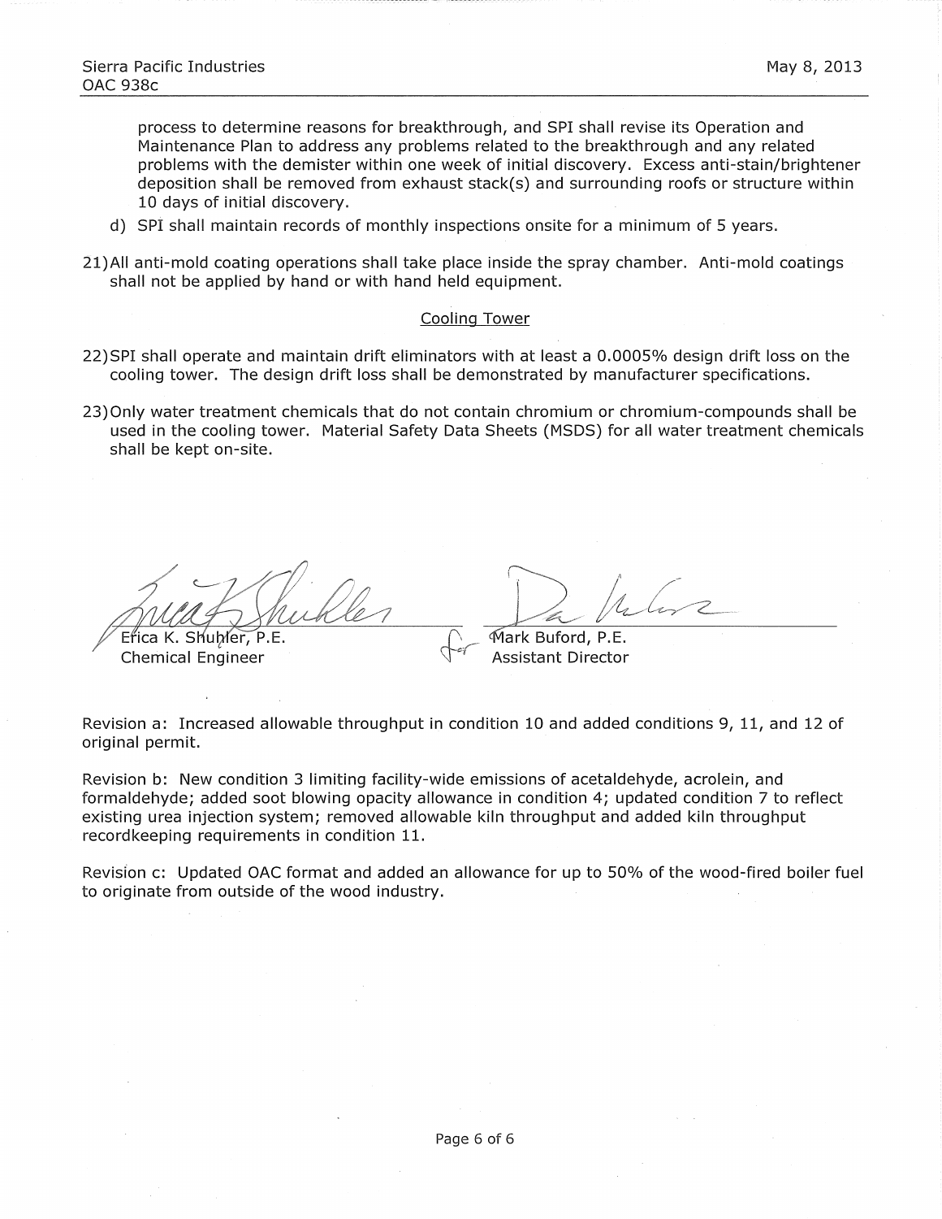process to determine reasons for breakthrough, and SPI shall revise its Operation and Maintenance Plan to address any problems related to the breakthrough and any related problems with the demister within one week of initial discovery. Excess anti-stain/brightener deposition shall be removed from exhaust stack(s) and surrounding roofs or structure within 10 days of initial discovery.

d) SPI shall maintain records of monthly inspections onsite for a minimum of 5 years.

21) All anti-mold coating operations shall take place inside the spray chamber. Anti-mold coatings shall not be applied by hand or with hand held equipment.

<u>Cooling Tower</u>

22) SPI shall operate and maintain drift eliminators with at least a 0.0005% design drift loss on the cooling tower. The design drift loss shall be demonstrated by manufacturer specifications.

23) Only water treatment chemicals that do not contain chromium or chromium-compounds shall be used in the cooling tower. Material Safety Data Sheets (MSDS) for all water treatment chemicals shall be kept on-site.

Erica K. Shuhler, P.E.
Chemical Engineer

for Mark Buford, P.E.
Assistant Director

Revision a: Increased allowable throughput in condition 10 and added conditions 9, 11, and 12 of original permit.

Revision b: New condition 3 limiting facility-wide emissions of acetaldehyde, acrolein, and formaldehyde; added soot blowing opacity allowance in condition 4; updated condition 7 to reflect existing urea injection system; removed allowable kiln throughput and added kiln throughput recordkeeping requirements in condition 11.

Revision c: Updated OAC format and added an allowance for up to 50% of the wood-fired boiler fuel to originate from outside of the wood industry.